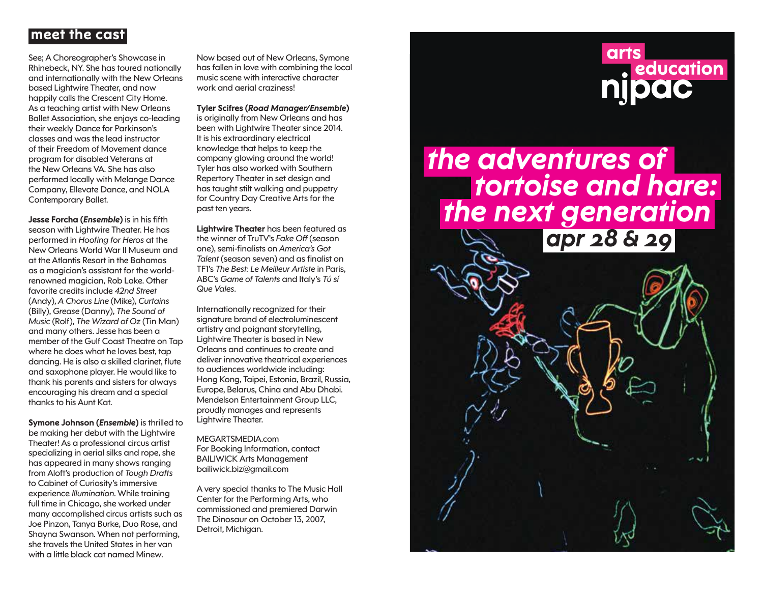## meet the cast

See; A Choreographer's Showcase in Rhinebeck, NY. She has toured nationally and internationally with the New Orleans based Lightwire Theater, and now happily calls the Crescent City Home. As a teaching artist with New Orleans Ballet Association, she enjoys co-leading their weekly Dance for Parkinson's classes and was the lead instructor of their Freedom of Movement dance program for disabled Veterans at the New Orleans VA. She has also performed locally with Melange Dance Company, Ellevate Dance, and NOLA Contemporary Ballet.

**Jesse Forcha (*Ensemble*)** is in his fifth season with Lightwire Theater. He has performed in *Hoofing for Heros* at the New Orleans World War II Museum and at the Atlantis Resort in the Bahamas as a magician's assistant for the world-renowned magician, Rob Lake. Other favorite credits include *42nd Street* (Andy), *A Chorus Line* (Mike), *Curtains* (Billy), *Grease* (Danny), *The Sound of Music* (Rolf), *The Wizard of Oz* (Tin Man) and many others. Jesse has been a member of the Gulf Coast Theatre on Tap where he does what he loves best, tap dancing. He is also a skilled clarinet, flute and saxophone player. He would like to thank his parents and sisters for always encouraging his dream and a special thanks to his Aunt Kat.

**Symone Johnson (*Ensemble*)** is thrilled to be making her debut with the Lightwire Theater! As a professional circus artist specializing in aerial silks and rope, she has appeared in many shows ranging from Aloft's production of *Tough Drafts* to Cabinet of Curiosity's immersive experience *Illumination*. While training full time in Chicago, she worked under many accomplished circus artists such as Joe Pinzon, Tanya Burke, Duo Rose, and Shayna Swanson. When not performing, she travels the United States in her van with a little black cat named Minew.

Now based out of New Orleans, Symone has fallen in love with combining the local music scene with interactive character work and aerial craziness!

**Tyler Scifres (*Road Manager/Ensemble*)** is originally from New Orleans and has been with Lightwire Theater since 2014. It is his extraordinary electrical knowledge that helps to keep the company glowing around the world! Tyler has also worked with Southern Repertory Theater in set design and has taught stilt walking and puppetry for Country Day Creative Arts for the past ten years.

**Lightwire Theater** has been featured as the winner of TruTV's *Fake Off* (season one), semi-finalists on *America's Got Talent* (season seven) and as finalist on TF1's *The Best: Le Meilleur Artiste* in Paris, ABC's *Game of Talents* and Italy's *Tú sí Que Vales*.

Internationally recognized for their signature brand of electroluminescent artistry and poignant storytelling, Lightwire Theater is based in New Orleans and continues to create and deliver innovative theatrical experiences to audiences worldwide including: Hong Kong, Taipei, Estonia, Brazil, Russia, Europe, Belarus, China and Abu Dhabi. Mendelson Entertainment Group LLC, proudly manages and represents Lightwire Theater.

MEGARTSMEDIA.com
For Booking Information, contact
BAILIWICK Arts Management
bailiwick.biz@gmail.com

A very special thanks to The Music Hall Center for the Performing Arts, who commissioned and premiered Darwin The Dinosaur on October 13, 2007, Detroit, Michigan.

arts education
njpac

# the adventures of tortoise and hare: the next generation

**apr 28 & 29**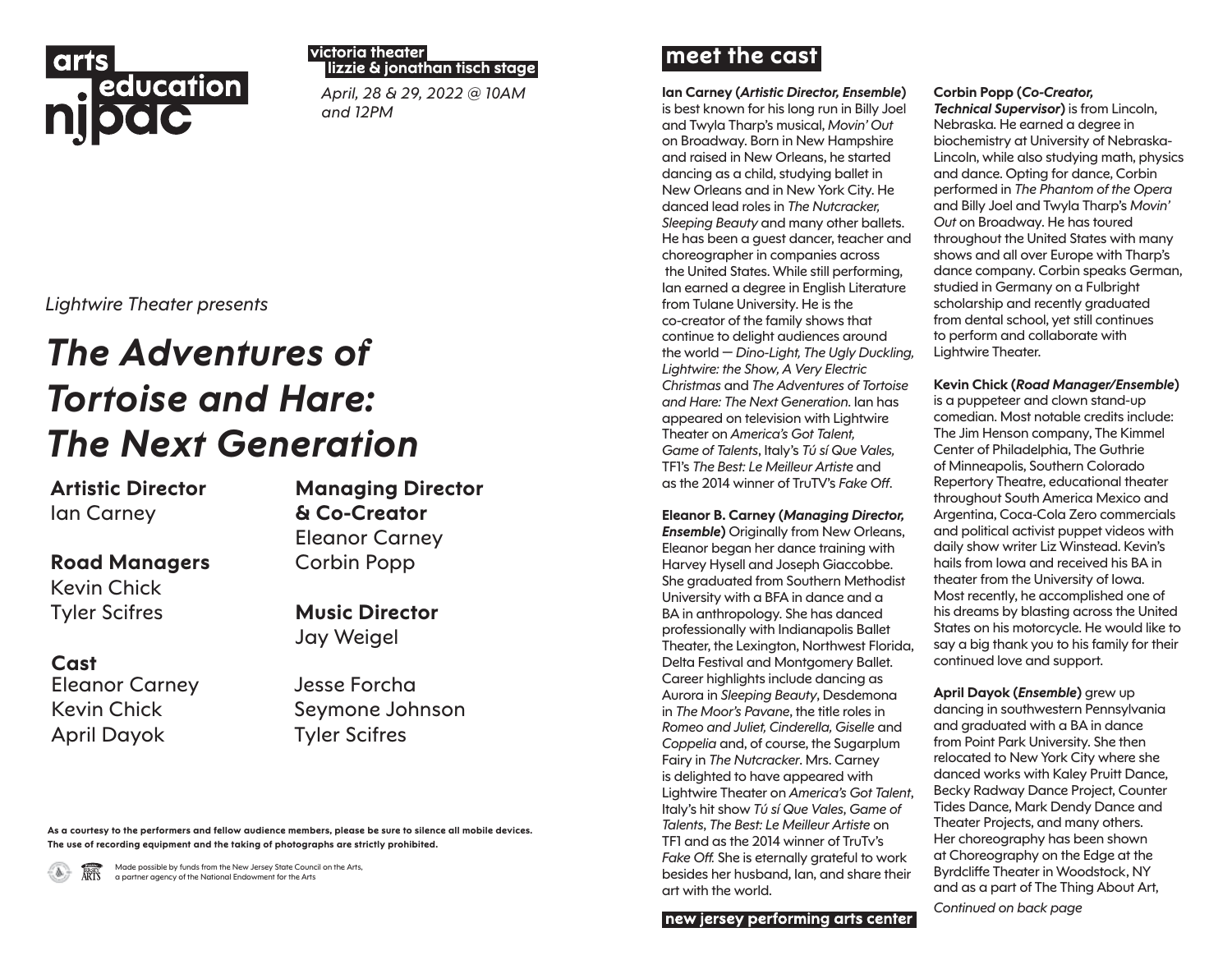arts education njpac

victoria theater
lizzie & jonathan tisch stage

*April, 28 & 29, 2022 @ 10AM and 12PM*

*Lightwire Theater presents*

# *The Adventures of Tortoise and Hare: The Next Generation*

**Artistic Director**
Ian Carney

**Managing Director & Co-Creator**
Eleanor Carney
Corbin Popp

**Road Managers**
Kevin Chick
Tyler Scifres

**Music Director**
Jay Weigel

**Cast**
Eleanor Carney
Kevin Chick
April Dayok
Jesse Forcha
Seymone Johnson
Tyler Scifres

**As a courtesy to the performers and fellow audience members, please be sure to silence all mobile devices. The use of recording equipment and the taking of photographs are strictly prohibited.**

Made possible by funds from the New Jersey State Council on the Arts, a partner agency of the National Endowment for the Arts

## meet the cast

**Ian Carney (*Artistic Director, Ensemble*)** is best known for his long run in Billy Joel and Twyla Tharp's musical, *Movin' Out* on Broadway. Born in New Hampshire and raised in New Orleans, he started dancing as a child, studying ballet in New Orleans and in New York City. He danced lead roles in *The Nutcracker, Sleeping Beauty* and many other ballets. He has been a guest dancer, teacher and choreographer in companies across the United States. While still performing, Ian earned a degree in English Literature from Tulane University. He is the co-creator of the family shows that continue to delight audiences around the world — *Dino-Light, The Ugly Duckling, Lightwire: the Show, A Very Electric Christmas* and *The Adventures of Tortoise and Hare: The Next Generation*. Ian has appeared on television with Lightwire Theater on *America's Got Talent, Game of Talents*, Italy's *Tú sí Que Vales,* TF1's *The Best: Le Meilleur Artiste* and as the 2014 winner of TruTV's *Fake Off*.

**Eleanor B. Carney (*Managing Director, Ensemble*)** Originally from New Orleans, Eleanor began her dance training with Harvey Hysell and Joseph Giaccobbe. She graduated from Southern Methodist University with a BFA in dance and a BA in anthropology. She has danced professionally with Indianapolis Ballet Theater, the Lexington, Northwest Florida, Delta Festival and Montgomery Ballet. Career highlights include dancing as Aurora in *Sleeping Beauty*, Desdemona in *The Moor's Pavane*, the title roles in *Romeo and Juliet, Cinderella, Giselle* and *Coppelia* and, of course, the Sugarplum Fairy in *The Nutcracker*. Mrs. Carney is delighted to have appeared with Lightwire Theater on *America's Got Talent*, Italy's hit show *Tú sí Que Vales*, *Game of Talents*, *The Best: Le Meilleur Artiste* on TF1 and as the 2014 winner of TruTv's *Fake Off.* She is eternally grateful to work besides her husband, Ian, and share their art with the world.

**Corbin Popp (*Co-Creator, Technical Supervisor*)** is from Lincoln, Nebraska. He earned a degree in biochemistry at University of Nebraska-Lincoln, while also studying math, physics and dance. Opting for dance, Corbin performed in *The Phantom of the Opera* and Billy Joel and Twyla Tharp's *Movin' Out* on Broadway. He has toured throughout the United States with many shows and all over Europe with Tharp's dance company. Corbin speaks German, studied in Germany on a Fulbright scholarship and recently graduated from dental school, yet still continues to perform and collaborate with Lightwire Theater.

**Kevin Chick (*Road Manager/Ensemble*)** is a puppeteer and clown stand-up comedian. Most notable credits include: The Jim Henson company, The Kimmel Center of Philadelphia, The Guthrie of Minneapolis, Southern Colorado Repertory Theatre, educational theater throughout South America Mexico and Argentina, Coca-Cola Zero commercials and political activist puppet videos with daily show writer Liz Winstead. Kevin's hails from Iowa and received his BA in theater from the University of Iowa. Most recently, he accomplished one of his dreams by blasting across the United States on his motorcycle. He would like to say a big thank you to his family for their continued love and support.

**April Dayok (*Ensemble*)** grew up dancing in southwestern Pennsylvania and graduated with a BA in dance from Point Park University. She then relocated to New York City where she danced works with Kaley Pruitt Dance, Becky Radway Dance Project, Counter Tides Dance, Mark Dendy Dance and Theater Projects, and many others. Her choreography has been shown at Choreography on the Edge at the Byrdcliffe Theater in Woodstock, NY and as a part of The Thing About Art,

*Continued on back page*

new jersey performing arts center